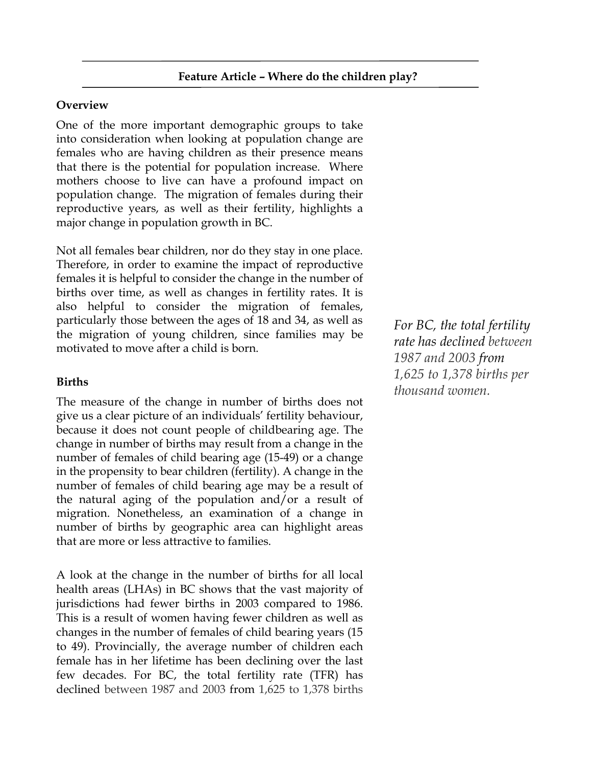## Feature Article – Where do the children play?

### Overview

One of the more important demographic groups to take into consideration when looking at population change are females who are having children as their presence means that there is the potential for population increase. Where mothers choose to live can have a profound impact on population change. The migration of females during their reproductive years, as well as their fertility, highlights a major change in population growth in BC.

Not all females bear children, nor do they stay in one place. Therefore, in order to examine the impact of reproductive females it is helpful to consider the change in the number of births over time, as well as changes in fertility rates. It is also helpful to consider the migration of females, particularly those between the ages of 18 and 34, as well as the migration of young children, since families may be motivated to move after a child is born.

*For BC, the total fertility rate has declined between 1987 and 2003 from 1,625 to 1,378 births per thousand women.*

### Births

The measure of the change in number of births does not give us a clear picture of an individuals' fertility behaviour, because it does not count people of childbearing age. The change in number of births may result from a change in the number of females of child bearing age (15-49) or a change in the propensity to bear children (fertility). A change in the number of females of child bearing age may be a result of the natural aging of the population and/or a result of migration. Nonetheless, an examination of a change in number of births by geographic area can highlight areas that are more or less attractive to families.

A look at the change in the number of births for all local health areas (LHAs) in BC shows that the vast majority of jurisdictions had fewer births in 2003 compared to 1986. This is a result of women having fewer children as well as changes in the number of females of child bearing years (15 to 49). Provincially, the average number of children each female has in her lifetime has been declining over the last few decades. For BC, the total fertility rate (TFR) has declined between 1987 and 2003 from 1,625 to 1,378 births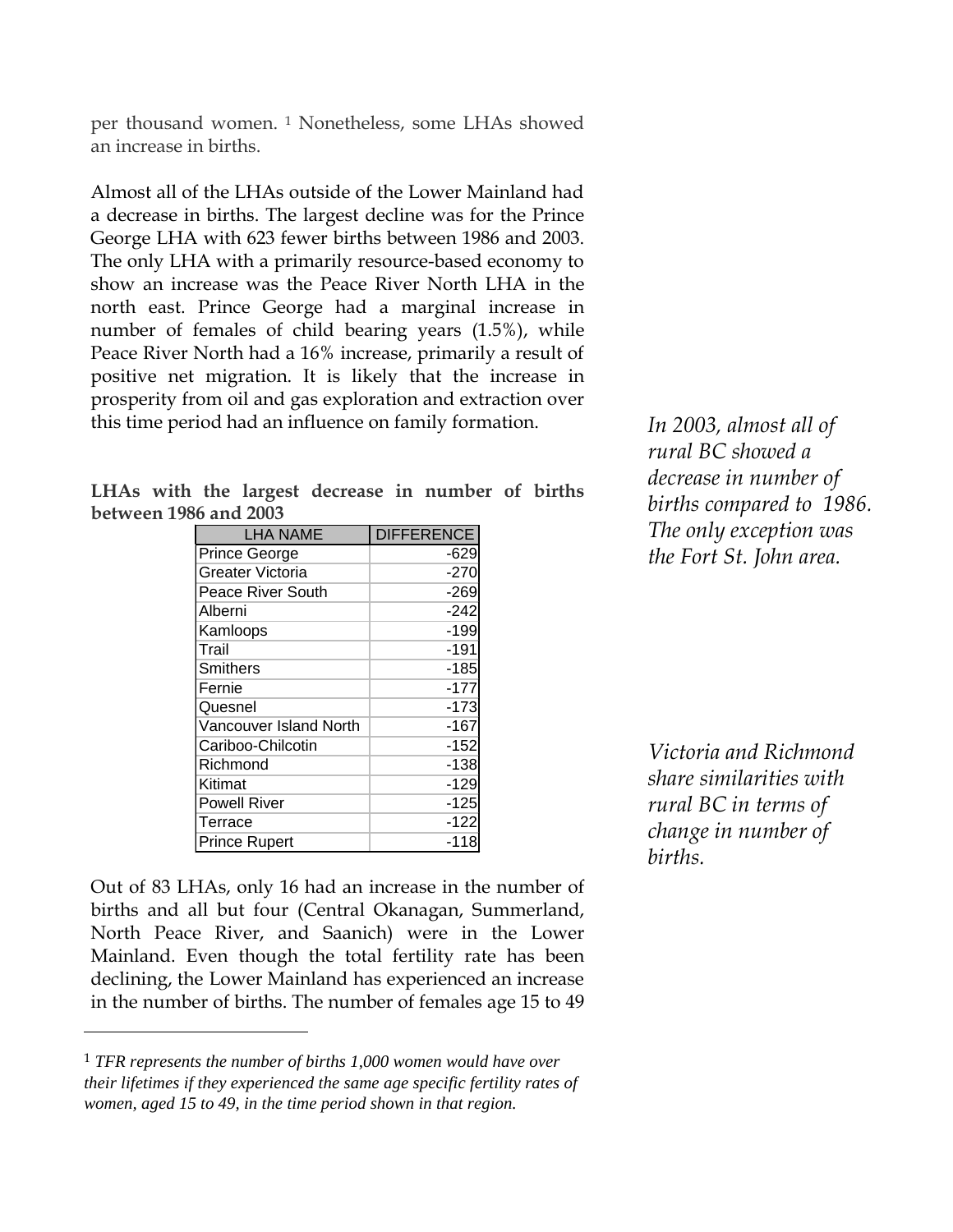per thousand women. [1] Nonetheless, some LHAs showed an increase in births.

Almost all of the LHAs outside of the Lower Mainland had a decrease in births. The largest decline was for the Prince George LHA with 623 fewer births between 1986 and 2003. The only LHA with a primarily resource-based economy to show an increase was the Peace River North LHA in the north east. Prince George had a marginal increase in number of females of child bearing years (1.5%), while Peace River North had a 16% increase, primarily a result of positive net migration. It is likely that the increase in prosperity from oil and gas exploration and extraction over this time period had an influence on family formation.

*In 2003, almost all of rural BC showed a decrease in number of births compared to 1986. The only exception was the Fort St. John area.*

**LHAs with the largest decrease in number of births between 1986 and 2003**

| LHA NAME | DIFFERENCE |
|---|---|
| Prince George | -629 |
| Greater Victoria | -270 |
| Peace River South | -269 |
| Alberni | -242 |
| Kamloops | -199 |
| Trail | -191 |
| Smithers | -185 |
| Fernie | -177 |
| Quesnel | -173 |
| Vancouver Island North | -167 |
| Cariboo-Chilcotin | -152 |
| Richmond | -138 |
| Kitimat | -129 |
| Powell River | -125 |
| Terrace | -122 |
| Prince Rupert | -118 |

*Victoria and Richmond share similarities with rural BC in terms of change in number of births.*

Out of 83 LHAs, only 16 had an increase in the number of births and all but four (Central Okanagan, Summerland, North Peace River, and Saanich) were in the Lower Mainland. Even though the total fertility rate has been declining, the Lower Mainland has experienced an increase in the number of births. The number of females age 15 to 49

[1] *TFR represents the number of births 1,000 women would have over their lifetimes if they experienced the same age specific fertility rates of women, aged 15 to 49, in the time period shown in that region.*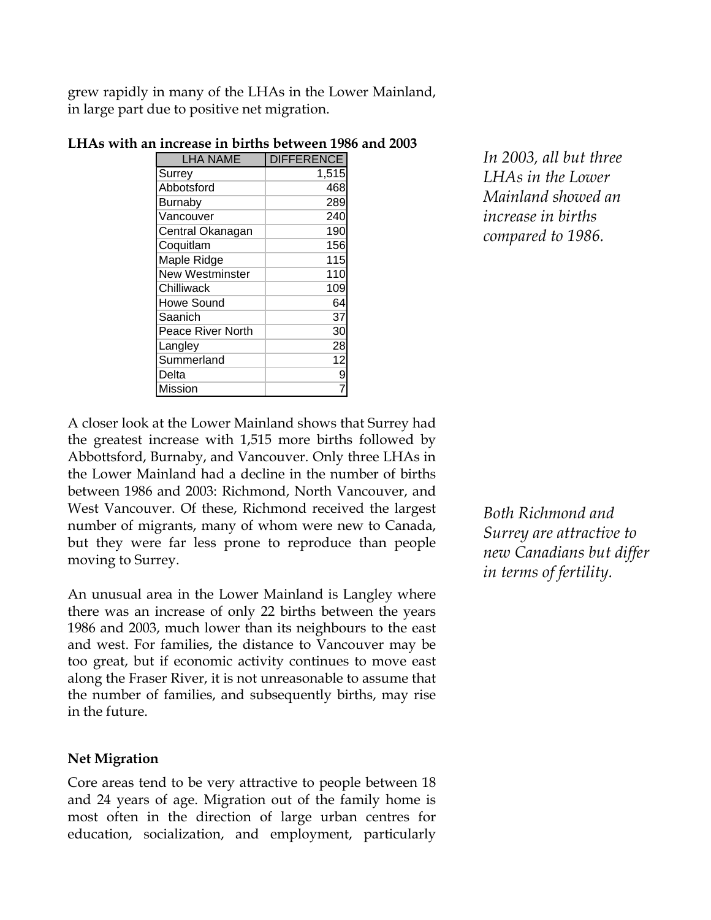grew rapidly in many of the LHAs in the Lower Mainland, in large part due to positive net migration.

**LHAs with an increase in births between 1986 and 2003**

| LHA NAME | DIFFERENCE |
| --- | --- |
| Surrey | 1,515 |
| Abbotsford | 468 |
| Burnaby | 289 |
| Vancouver | 240 |
| Central Okanagan | 190 |
| Coquitlam | 156 |
| Maple Ridge | 115 |
| New Westminster | 110 |
| Chilliwack | 109 |
| Howe Sound | 64 |
| Saanich | 37 |
| Peace River North | 30 |
| Langley | 28 |
| Summerland | 12 |
| Delta | 9 |
| Mission | 7 |

*In 2003, all but three LHAs in the Lower Mainland showed an increase in births compared to 1986.*

A closer look at the Lower Mainland shows that Surrey had the greatest increase with 1,515 more births followed by Abbottsford, Burnaby, and Vancouver. Only three LHAs in the Lower Mainland had a decline in the number of births between 1986 and 2003: Richmond, North Vancouver, and West Vancouver. Of these, Richmond received the largest number of migrants, many of whom were new to Canada, but they were far less prone to reproduce than people moving to Surrey.

*Both Richmond and Surrey are attractive to new Canadians but differ in terms of fertility.*

An unusual area in the Lower Mainland is Langley where there was an increase of only 22 births between the years 1986 and 2003, much lower than its neighbours to the east and west. For families, the distance to Vancouver may be too great, but if economic activity continues to move east along the Fraser River, it is not unreasonable to assume that the number of families, and subsequently births, may rise in the future.

**Net Migration**

Core areas tend to be very attractive to people between 18 and 24 years of age. Migration out of the family home is most often in the direction of large urban centres for education, socialization, and employment, particularly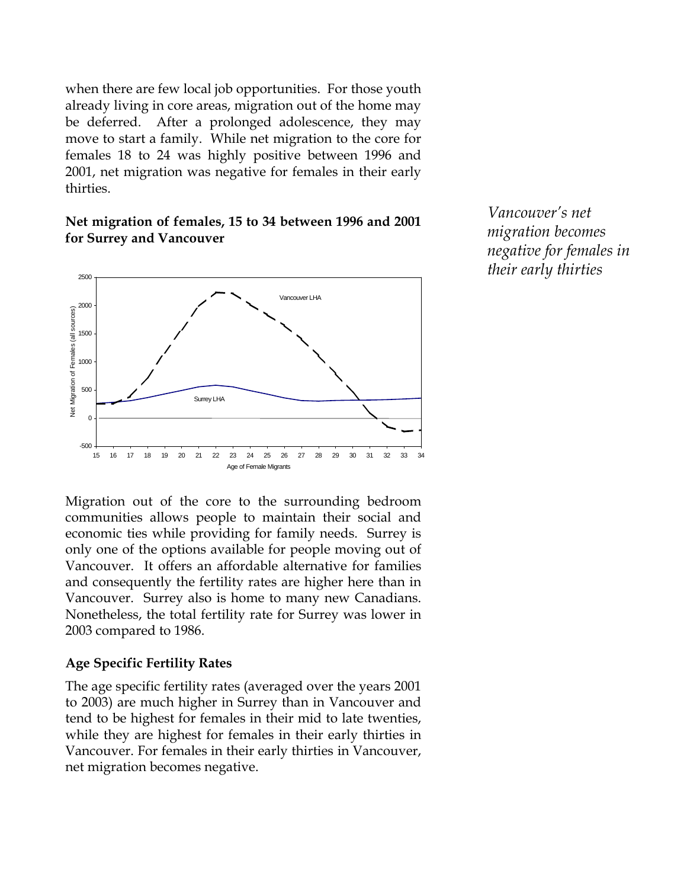when there are few local job opportunities. For those youth already living in core areas, migration out of the home may be deferred. After a prolonged adolescence, they may move to start a family. While net migration to the core for females 18 to 24 was highly positive between 1996 and 2001, net migration was negative for females in their early thirties.

*Vancouver's net migration becomes negative for females in their early thirties*

**Net migration of females, 15 to 34 between 1996 and 2001 for Surrey and Vancouver**

Migration out of the core to the surrounding bedroom communities allows people to maintain their social and economic ties while providing for family needs. Surrey is only one of the options available for people moving out of Vancouver. It offers an affordable alternative for families and consequently the fertility rates are higher here than in Vancouver. Surrey also is home to many new Canadians. Nonetheless, the total fertility rate for Surrey was lower in 2003 compared to 1986.

### Age Specific Fertility Rates

The age specific fertility rates (averaged over the years 2001 to 2003) are much higher in Surrey than in Vancouver and tend to be highest for females in their mid to late twenties, while they are highest for females in their early thirties in Vancouver. For females in their early thirties in Vancouver, net migration becomes negative.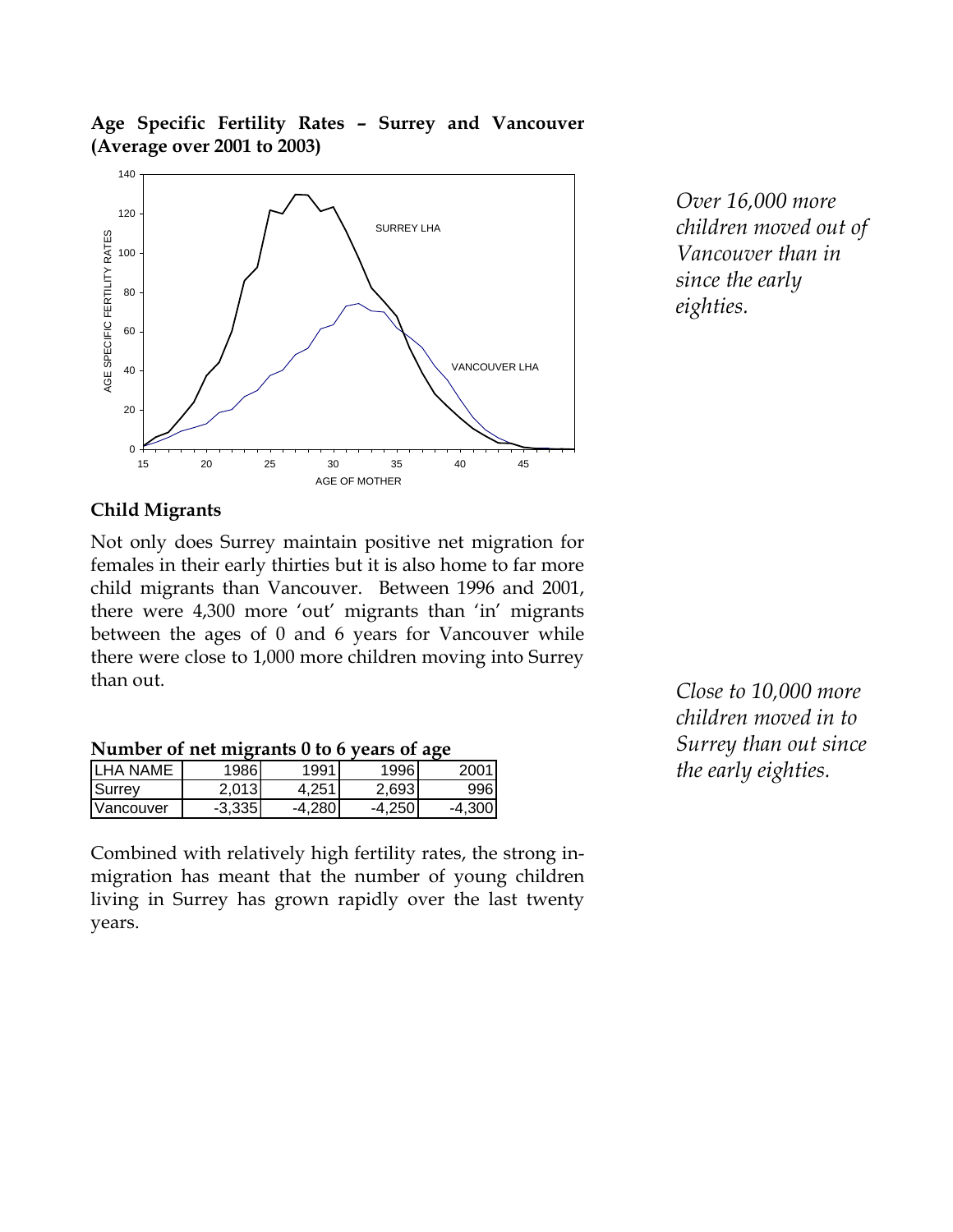**Age Specific Fertility Rates – Surrey and Vancouver (Average over 2001 to 2003)**

*Over 16,000 more children moved out of Vancouver than in since the early eighties.*

## Child Migrants

Not only does Surrey maintain positive net migration for females in their early thirties but it is also home to far more child migrants than Vancouver. Between 1996 and 2001, there were 4,300 more 'out' migrants than 'in' migrants between the ages of 0 and 6 years for Vancouver while there were close to 1,000 more children moving into Surrey than out.

*Close to 10,000 more children moved in to Surrey than out since the early eighties.*

**Number of net migrants 0 to 6 years of age**

| LHA NAME | 1986 | 1991 | 1996 | 2001 |
|---|---|---|---|---|
| Surrey | 2,013 | 4,251 | 2,693 | 996 |
| Vancouver | -3,335 | -4,280 | -4,250 | -4,300 |

Combined with relatively high fertility rates, the strong in-migration has meant that the number of young children living in Surrey has grown rapidly over the last twenty years.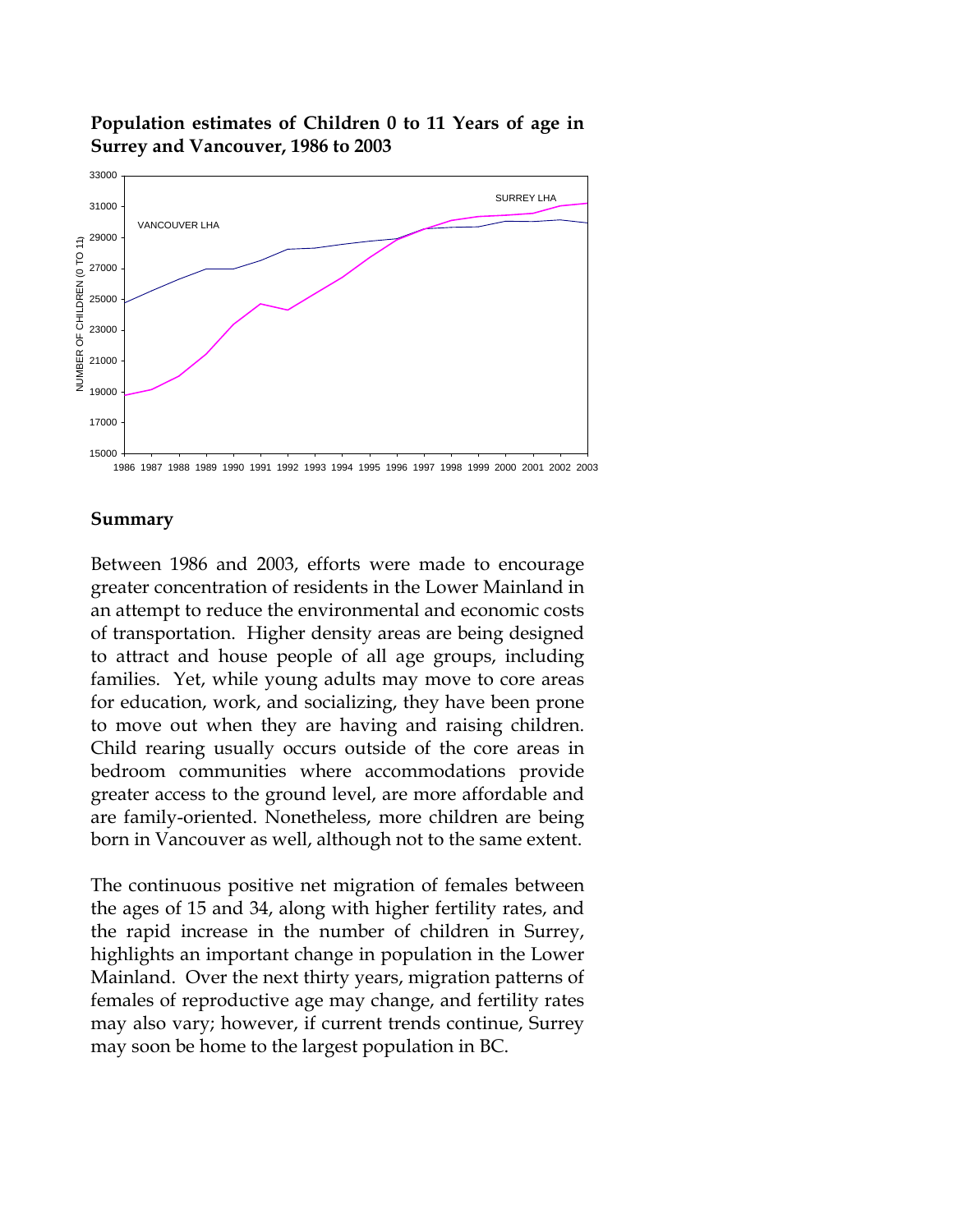**Population estimates of Children 0 to 11 Years of age in Surrey and Vancouver, 1986 to 2003**

33000
31000
29000
27000
25000
23000
21000
19000
17000
15000

NUMBER OF CHILDREN (0 TO 11)

VANCOUVER LHA

SURREY LHA

1986 1987 1988 1989 1990 1991 1992 1993 1994 1995 1996 1997 1998 1999 2000 2001 2002 2003

## Summary

Between 1986 and 2003, efforts were made to encourage greater concentration of residents in the Lower Mainland in an attempt to reduce the environmental and economic costs of transportation. Higher density areas are being designed to attract and house people of all age groups, including families. Yet, while young adults may move to core areas for education, work, and socializing, they have been prone to move out when they are having and raising children. Child rearing usually occurs outside of the core areas in bedroom communities where accommodations provide greater access to the ground level, are more affordable and are family-oriented. Nonetheless, more children are being born in Vancouver as well, although not to the same extent.

The continuous positive net migration of females between the ages of 15 and 34, along with higher fertility rates, and the rapid increase in the number of children in Surrey, highlights an important change in population in the Lower Mainland. Over the next thirty years, migration patterns of females of reproductive age may change, and fertility rates may also vary; however, if current trends continue, Surrey may soon be home to the largest population in BC.